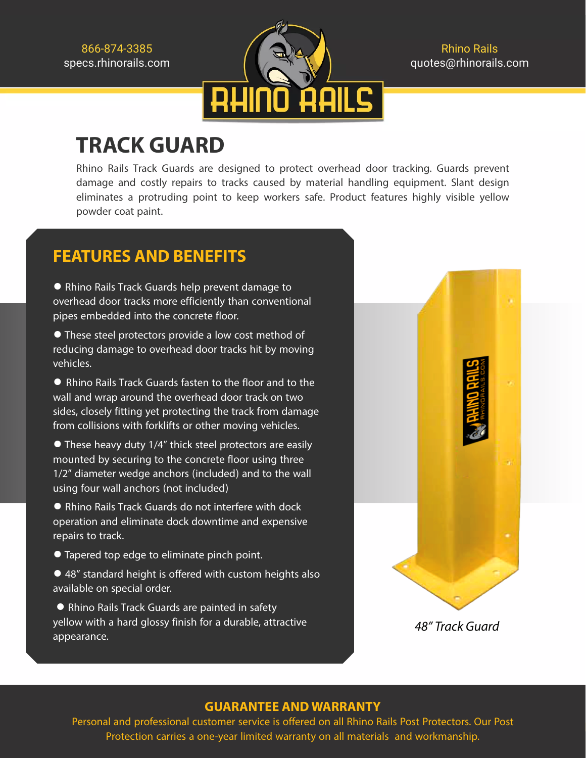866-874-3385
specs.rhinorails.com

Rhino Rails
quotes@rhinorails.com

# TRACK GUARD

Rhino Rails Track Guards are designed to protect overhead door tracking. Guards prevent damage and costly repairs to tracks caused by material handling equipment. Slant design eliminates a protruding point to keep workers safe. Product features highly visible yellow powder coat paint.

## FEATURES AND BENEFITS

- Rhino Rails Track Guards help prevent damage to overhead door tracks more efficiently than conventional pipes embedded into the concrete floor.
- These steel protectors provide a low cost method of reducing damage to overhead door tracks hit by moving vehicles.
- Rhino Rails Track Guards fasten to the floor and to the wall and wrap around the overhead door track on two sides, closely fitting yet protecting the track from damage from collisions with forklifts or other moving vehicles.
- These heavy duty 1/4" thick steel protectors are easily mounted by securing to the concrete floor using three 1/2" diameter wedge anchors (included) and to the wall using four wall anchors (not included)
- Rhino Rails Track Guards do not interfere with dock operation and eliminate dock downtime and expensive repairs to track.
- Tapered top edge to eliminate pinch point.
- 48" standard height is offered with custom heights also available on special order.
- Rhino Rails Track Guards are painted in safety yellow with a hard glossy finish for a durable, attractive appearance.

*48" Track Guard*

## GUARANTEE AND WARRANTY

Personal and professional customer service is offered on all Rhino Rails Post Protectors. Our Post Protection carries a one-year limited warranty on all materials and workmanship.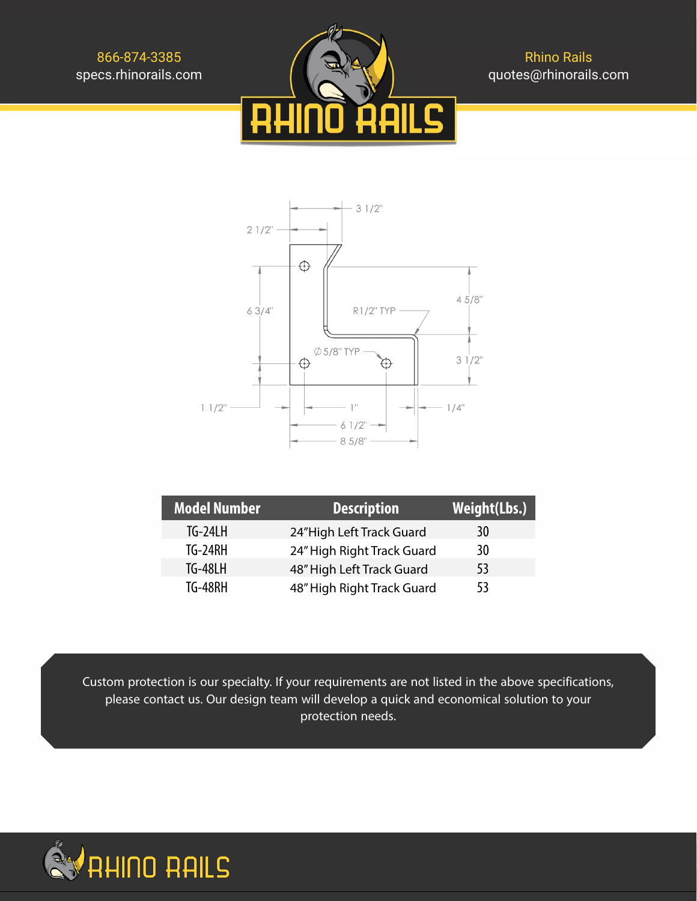866-874-3385
specs.rhinorails.com

Rhino Rails
quotes@rhinorails.com

3 1/2"
2 1/2"
6 3/4"
R1/2" TYP
4 5/8"
∅5/8" TYP
3 1/2"
1 1/2"
1"
1/4"
6 1/2"
8 5/8"

| Model Number | Description | Weight(Lbs.) |
|---|---|---|
| TG-24LH | 24"High Left Track Guard | 30 |
| TG-24RH | 24" High Right Track Guard | 30 |
| TG-48LH | 48" High Left Track Guard | 53 |
| TG-48RH | 48" High Right Track Guard | 53 |

Custom protection is our specialty. If your requirements are not listed in the above specifications, please contact us. Our design team will develop a quick and economical solution to your protection needs.